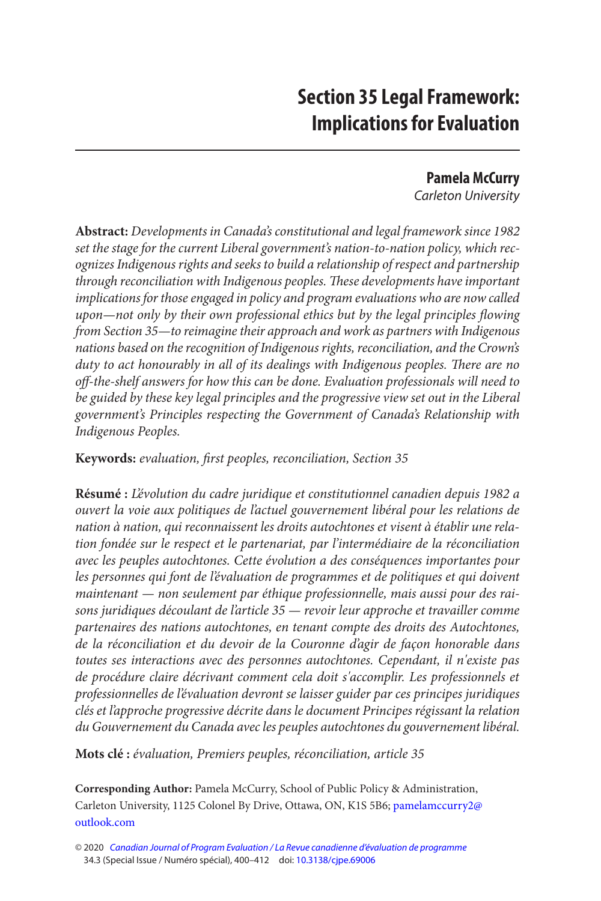# Section 35 Legal Framework: Implications for Evaluation

**Pamela McCurry**
*Carleton University*

**Abstract:** *Developments in Canada's constitutional and legal framework since 1982 set the stage for the current Liberal government's nation-to-nation policy, which recognizes Indigenous rights and seeks to build a relationship of respect and partnership through reconciliation with Indigenous peoples. These developments have important implications for those engaged in policy and program evaluations who are now called upon—not only by their own professional ethics but by the legal principles flowing from Section 35—to reimagine their approach and work as partners with Indigenous nations based on the recognition of Indigenous rights, reconciliation, and the Crown's duty to act honourably in all of its dealings with Indigenous peoples. There are no off-the-shelf answers for how this can be done. Evaluation professionals will need to be guided by these key legal principles and the progressive view set out in the Liberal government's Principles respecting the Government of Canada's Relationship with Indigenous Peoples.*

**Keywords:** *evaluation, first peoples, reconciliation, Section 35*

**Résumé :** *L'évolution du cadre juridique et constitutionnel canadien depuis 1982 a ouvert la voie aux politiques de l'actuel gouvernement libéral pour les relations de nation à nation, qui reconnaissent les droits autochtones et visent à établir une relation fondée sur le respect et le partenariat, par l'intermédiaire de la réconciliation avec les peuples autochtones. Cette évolution a des conséquences importantes pour les personnes qui font de l'évaluation de programmes et de politiques et qui doivent maintenant — non seulement par éthique professionnelle, mais aussi pour des raisons juridiques découlant de l'article 35 — revoir leur approche et travailler comme partenaires des nations autochtones, en tenant compte des droits des Autochtones, de la réconciliation et du devoir de la Couronne d'agir de façon honorable dans toutes ses interactions avec des personnes autochtones. Cependant, il n'existe pas de procédure claire décrivant comment cela doit s'accomplir. Les professionnels et professionnelles de l'évaluation devront se laisser guider par ces principes juridiques clés et l'approche progressive décrite dans le document Principes régissant la relation du Gouvernement du Canada avec les peuples autochtones du gouvernement libéral.*

**Mots clé :** *évaluation, Premiers peuples, réconciliation, article 35*

**Corresponding Author:** Pamela McCurry, School of Public Policy & Administration, Carleton University, 1125 Colonel By Drive, Ottawa, ON, K1S 5B6; pamelamccurry2@outlook.com

© 2020 *Canadian Journal of Program Evaluation / La Revue canadienne d'évaluation de programme* 34.3 (Special Issue / Numéro spécial), 400–412 doi: 10.3138/cjpe.69006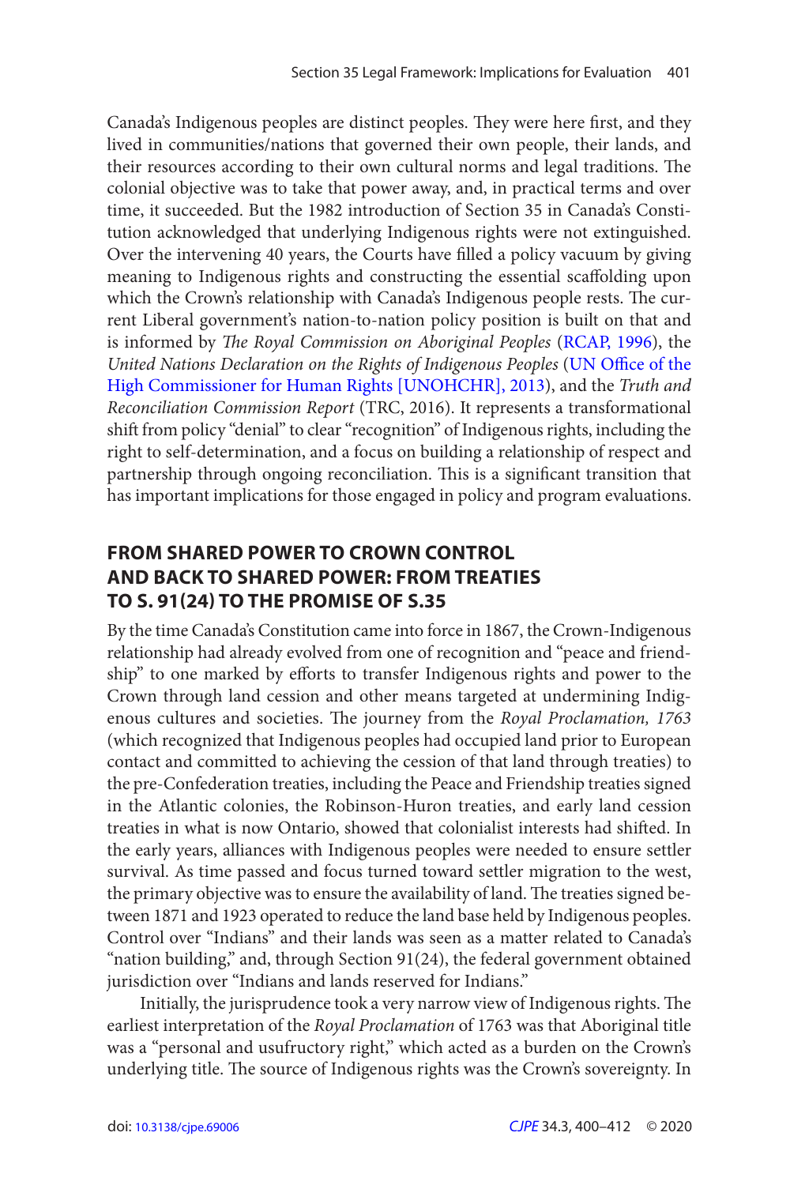Canada's Indigenous peoples are distinct peoples. They were here first, and they lived in communities/nations that governed their own people, their lands, and their resources according to their own cultural norms and legal traditions. The colonial objective was to take that power away, and, in practical terms and over time, it succeeded. But the 1982 introduction of Section 35 in Canada's Constitution acknowledged that underlying Indigenous rights were not extinguished. Over the intervening 40 years, the Courts have filled a policy vacuum by giving meaning to Indigenous rights and constructing the essential scaffolding upon which the Crown's relationship with Canada's Indigenous people rests. The current Liberal government's nation-to-nation policy position is built on that and is informed by *The Royal Commission on Aboriginal Peoples* (RCAP, 1996), the *United Nations Declaration on the Rights of Indigenous Peoples* (UN Office of the High Commissioner for Human Rights [UNOHCHR], 2013), and the *Truth and Reconciliation Commission Report* (TRC, 2016). It represents a transformational shift from policy "denial" to clear "recognition" of Indigenous rights, including the right to self-determination, and a focus on building a relationship of respect and partnership through ongoing reconciliation. This is a significant transition that has important implications for those engaged in policy and program evaluations.

## FROM SHARED POWER TO CROWN CONTROL AND BACK TO SHARED POWER: FROM TREATIES TO S. 91(24) TO THE PROMISE OF S.35

By the time Canada's Constitution came into force in 1867, the Crown-Indigenous relationship had already evolved from one of recognition and "peace and friendship" to one marked by efforts to transfer Indigenous rights and power to the Crown through land cession and other means targeted at undermining Indigenous cultures and societies. The journey from the *Royal Proclamation, 1763* (which recognized that Indigenous peoples had occupied land prior to European contact and committed to achieving the cession of that land through treaties) to the pre-Confederation treaties, including the Peace and Friendship treaties signed in the Atlantic colonies, the Robinson-Huron treaties, and early land cession treaties in what is now Ontario, showed that colonialist interests had shifted. In the early years, alliances with Indigenous peoples were needed to ensure settler survival. As time passed and focus turned toward settler migration to the west, the primary objective was to ensure the availability of land. The treaties signed between 1871 and 1923 operated to reduce the land base held by Indigenous peoples. Control over "Indians" and their lands was seen as a matter related to Canada's "nation building," and, through Section 91(24), the federal government obtained jurisdiction over "Indians and lands reserved for Indians."

Initially, the jurisprudence took a very narrow view of Indigenous rights. The earliest interpretation of the *Royal Proclamation* of 1763 was that Aboriginal title was a "personal and usufructory right," which acted as a burden on the Crown's underlying title. The source of Indigenous rights was the Crown's sovereignty. In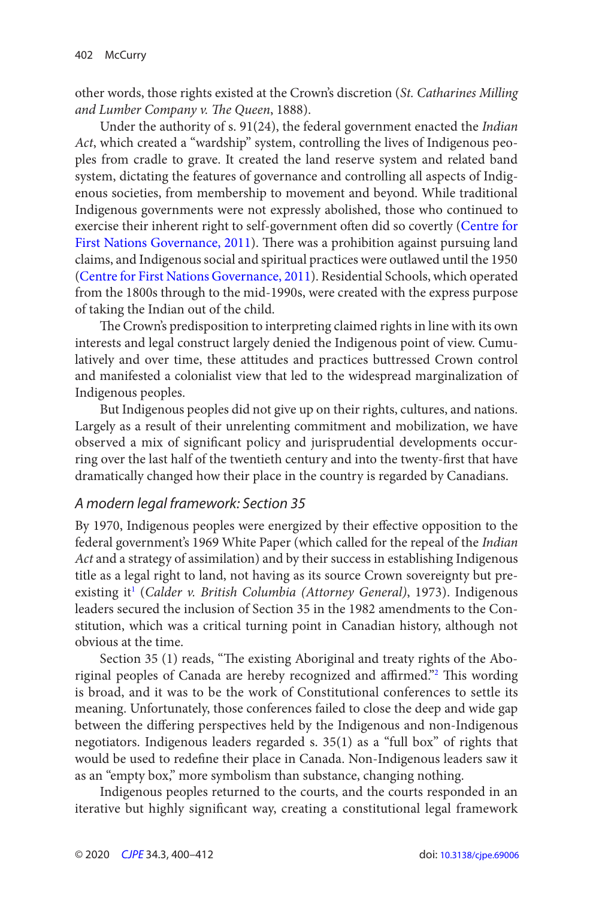other words, those rights existed at the Crown's discretion (*St. Catharines Milling and Lumber Company v. The Queen*, 1888).

Under the authority of s. 91(24), the federal government enacted the *Indian Act*, which created a "wardship" system, controlling the lives of Indigenous peoples from cradle to grave. It created the land reserve system and related band system, dictating the features of governance and controlling all aspects of Indigenous societies, from membership to movement and beyond. While traditional Indigenous governments were not expressly abolished, those who continued to exercise their inherent right to self-government often did so covertly (Centre for First Nations Governance, 2011). There was a prohibition against pursuing land claims, and Indigenous social and spiritual practices were outlawed until the 1950 (Centre for First Nations Governance, 2011). Residential Schools, which operated from the 1800s through to the mid-1990s, were created with the express purpose of taking the Indian out of the child.

The Crown's predisposition to interpreting claimed rights in line with its own interests and legal construct largely denied the Indigenous point of view. Cumulatively and over time, these attitudes and practices buttressed Crown control and manifested a colonialist view that led to the widespread marginalization of Indigenous peoples.

But Indigenous peoples did not give up on their rights, cultures, and nations. Largely as a result of their unrelenting commitment and mobilization, we have observed a mix of significant policy and jurisprudential developments occurring over the last half of the twentieth century and into the twenty-first that have dramatically changed how their place in the country is regarded by Canadians.

## *A modern legal framework: Section 35*

By 1970, Indigenous peoples were energized by their effective opposition to the federal government's 1969 White Paper (which called for the repeal of the *Indian Act* and a strategy of assimilation) and by their success in establishing Indigenous title as a legal right to land, not having as its source Crown sovereignty but pre-existing it[1] (*Calder v. British Columbia (Attorney General)*, 1973). Indigenous leaders secured the inclusion of Section 35 in the 1982 amendments to the Constitution, which was a critical turning point in Canadian history, although not obvious at the time.

Section 35 (1) reads, "The existing Aboriginal and treaty rights of the Aboriginal peoples of Canada are hereby recognized and affirmed."[2] This wording is broad, and it was to be the work of Constitutional conferences to settle its meaning. Unfortunately, those conferences failed to close the deep and wide gap between the differing perspectives held by the Indigenous and non-Indigenous negotiators. Indigenous leaders regarded s. 35(1) as a "full box" of rights that would be used to redefine their place in Canada. Non-Indigenous leaders saw it as an "empty box," more symbolism than substance, changing nothing.

Indigenous peoples returned to the courts, and the courts responded in an iterative but highly significant way, creating a constitutional legal framework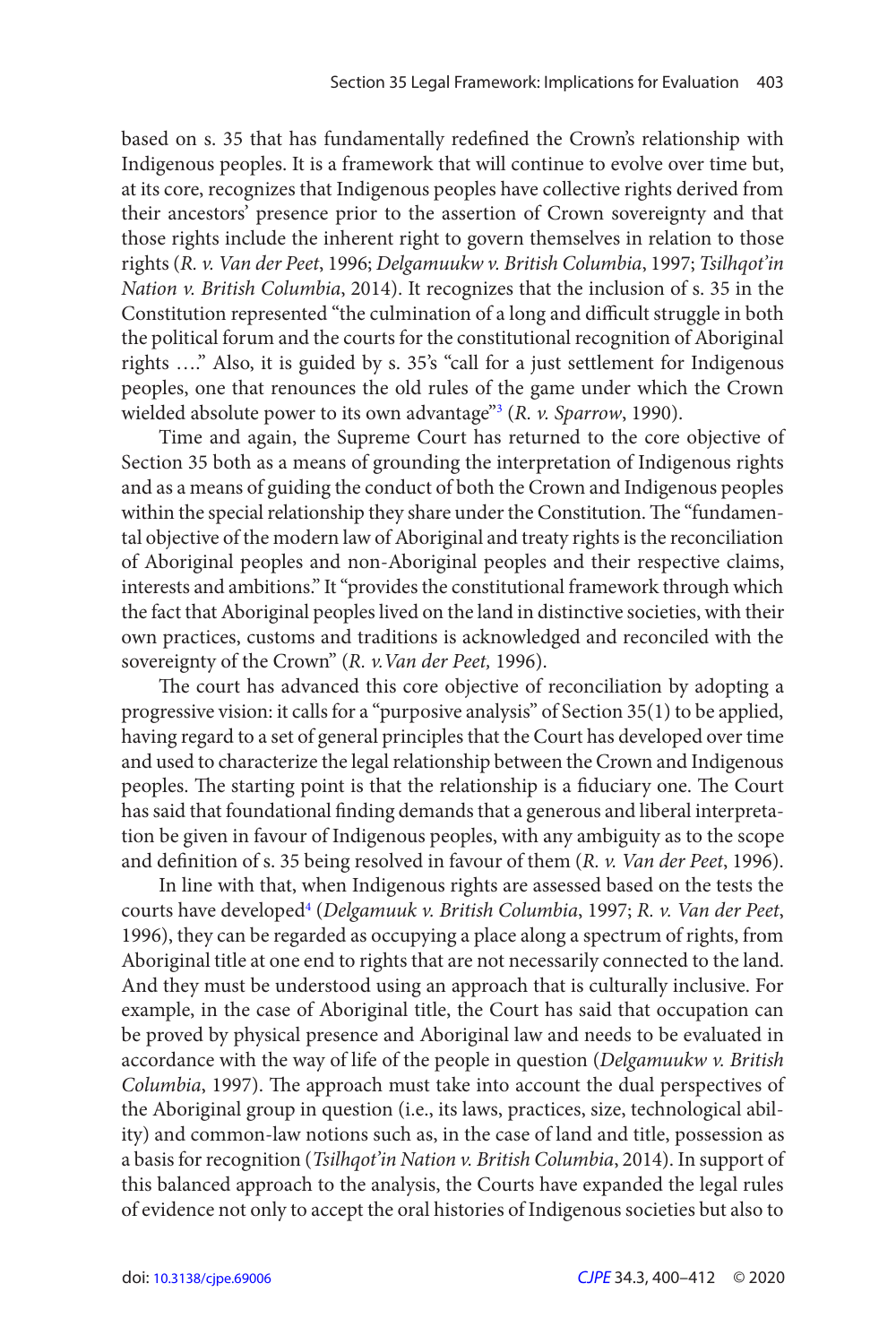based on s. 35 that has fundamentally redefined the Crown's relationship with Indigenous peoples. It is a framework that will continue to evolve over time but, at its core, recognizes that Indigenous peoples have collective rights derived from their ancestors' presence prior to the assertion of Crown sovereignty and that those rights include the inherent right to govern themselves in relation to those rights (*R. v. Van der Peet*, 1996; *Delgamuukw v. British Columbia*, 1997; *Tsilhqot'in Nation v. British Columbia*, 2014). It recognizes that the inclusion of s. 35 in the Constitution represented "the culmination of a long and difficult struggle in both the political forum and the courts for the constitutional recognition of Aboriginal rights …." Also, it is guided by s. 35's "call for a just settlement for Indigenous peoples, one that renounces the old rules of the game under which the Crown wielded absolute power to its own advantage"[3] (*R. v. Sparrow*, 1990).

Time and again, the Supreme Court has returned to the core objective of Section 35 both as a means of grounding the interpretation of Indigenous rights and as a means of guiding the conduct of both the Crown and Indigenous peoples within the special relationship they share under the Constitution. The "fundamental objective of the modern law of Aboriginal and treaty rights is the reconciliation of Aboriginal peoples and non-Aboriginal peoples and their respective claims, interests and ambitions." It "provides the constitutional framework through which the fact that Aboriginal peoples lived on the land in distinctive societies, with their own practices, customs and traditions is acknowledged and reconciled with the sovereignty of the Crown" (*R. v.Van der Peet,* 1996).

The court has advanced this core objective of reconciliation by adopting a progressive vision: it calls for a "purposive analysis" of Section 35(1) to be applied, having regard to a set of general principles that the Court has developed over time and used to characterize the legal relationship between the Crown and Indigenous peoples. The starting point is that the relationship is a fiduciary one. The Court has said that foundational finding demands that a generous and liberal interpretation be given in favour of Indigenous peoples, with any ambiguity as to the scope and definition of s. 35 being resolved in favour of them (*R. v. Van der Peet*, 1996).

In line with that, when Indigenous rights are assessed based on the tests the courts have developed[4] (*Delgamuuk v. British Columbia*, 1997; *R. v. Van der Peet*, 1996), they can be regarded as occupying a place along a spectrum of rights, from Aboriginal title at one end to rights that are not necessarily connected to the land. And they must be understood using an approach that is culturally inclusive. For example, in the case of Aboriginal title, the Court has said that occupation can be proved by physical presence and Aboriginal law and needs to be evaluated in accordance with the way of life of the people in question (*Delgamuukw v. British Columbia*, 1997). The approach must take into account the dual perspectives of the Aboriginal group in question (i.e., its laws, practices, size, technological ability) and common-law notions such as, in the case of land and title, possession as a basis for recognition (*Tsilhqot'in Nation v. British Columbia*, 2014). In support of this balanced approach to the analysis, the Courts have expanded the legal rules of evidence not only to accept the oral histories of Indigenous societies but also to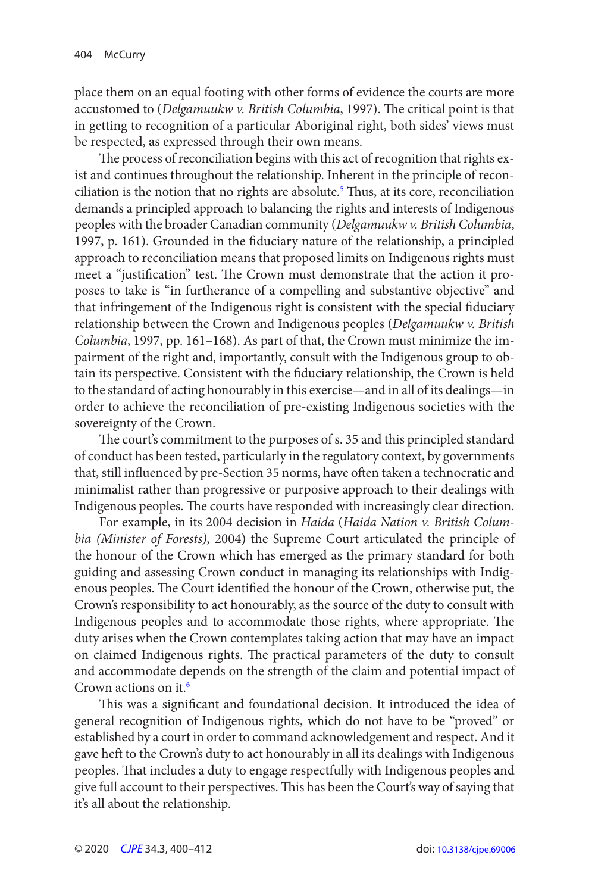place them on an equal footing with other forms of evidence the courts are more accustomed to (*Delgamuukw v. British Columbia*, 1997). The critical point is that in getting to recognition of a particular Aboriginal right, both sides' views must be respected, as expressed through their own means.

The process of reconciliation begins with this act of recognition that rights exist and continues throughout the relationship. Inherent in the principle of reconciliation is the notion that no rights are absolute.[5] Thus, at its core, reconciliation demands a principled approach to balancing the rights and interests of Indigenous peoples with the broader Canadian community (*Delgamuukw v. British Columbia*, 1997, p. 161). Grounded in the fiduciary nature of the relationship, a principled approach to reconciliation means that proposed limits on Indigenous rights must meet a "justification" test. The Crown must demonstrate that the action it proposes to take is "in furtherance of a compelling and substantive objective" and that infringement of the Indigenous right is consistent with the special fiduciary relationship between the Crown and Indigenous peoples (*Delgamuukw v. British Columbia*, 1997, pp. 161–168). As part of that, the Crown must minimize the impairment of the right and, importantly, consult with the Indigenous group to obtain its perspective. Consistent with the fiduciary relationship, the Crown is held to the standard of acting honourably in this exercise—and in all of its dealings—in order to achieve the reconciliation of pre-existing Indigenous societies with the sovereignty of the Crown.

The court's commitment to the purposes of s. 35 and this principled standard of conduct has been tested, particularly in the regulatory context, by governments that, still influenced by pre-Section 35 norms, have often taken a technocratic and minimalist rather than progressive or purposive approach to their dealings with Indigenous peoples. The courts have responded with increasingly clear direction.

For example, in its 2004 decision in *Haida* (*Haida Nation v. British Columbia (Minister of Forests),* 2004) the Supreme Court articulated the principle of the honour of the Crown which has emerged as the primary standard for both guiding and assessing Crown conduct in managing its relationships with Indigenous peoples. The Court identified the honour of the Crown, otherwise put, the Crown's responsibility to act honourably, as the source of the duty to consult with Indigenous peoples and to accommodate those rights, where appropriate. The duty arises when the Crown contemplates taking action that may have an impact on claimed Indigenous rights. The practical parameters of the duty to consult and accommodate depends on the strength of the claim and potential impact of Crown actions on it.[6]

This was a significant and foundational decision. It introduced the idea of general recognition of Indigenous rights, which do not have to be "proved" or established by a court in order to command acknowledgement and respect. And it gave heft to the Crown's duty to act honourably in all its dealings with Indigenous peoples. That includes a duty to engage respectfully with Indigenous peoples and give full account to their perspectives. This has been the Court's way of saying that it's all about the relationship.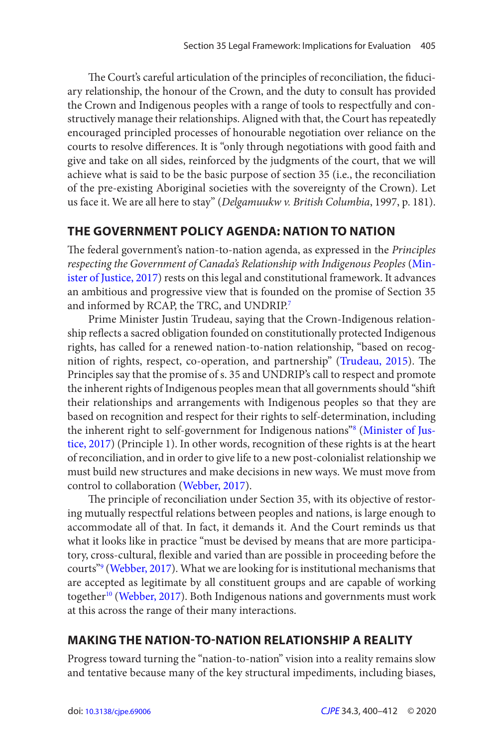The Court's careful articulation of the principles of reconciliation, the fiduciary relationship, the honour of the Crown, and the duty to consult has provided the Crown and Indigenous peoples with a range of tools to respectfully and constructively manage their relationships. Aligned with that, the Court has repeatedly encouraged principled processes of honourable negotiation over reliance on the courts to resolve differences. It is "only through negotiations with good faith and give and take on all sides, reinforced by the judgments of the court, that we will achieve what is said to be the basic purpose of section 35 (i.e., the reconciliation of the pre-existing Aboriginal societies with the sovereignty of the Crown). Let us face it. We are all here to stay" (*Delgamuukw v. British Columbia*, 1997, p. 181).

## THE GOVERNMENT POLICY AGENDA: NATION TO NATION

The federal government's nation-to-nation agenda, as expressed in the *Principles respecting the Government of Canada's Relationship with Indigenous Peoples* (Minister of Justice, 2017) rests on this legal and constitutional framework. It advances an ambitious and progressive view that is founded on the promise of Section 35 and informed by RCAP, the TRC, and UNDRIP.[7]

Prime Minister Justin Trudeau, saying that the Crown-Indigenous relationship reflects a sacred obligation founded on constitutionally protected Indigenous rights, has called for a renewed nation-to-nation relationship, "based on recognition of rights, respect, co-operation, and partnership" (Trudeau, 2015). The Principles say that the promise of s. 35 and UNDRIP's call to respect and promote the inherent rights of Indigenous peoples mean that all governments should "shift their relationships and arrangements with Indigenous peoples so that they are based on recognition and respect for their rights to self-determination, including the inherent right to self-government for Indigenous nations"[8] (Minister of Justice, 2017) (Principle 1). In other words, recognition of these rights is at the heart of reconciliation, and in order to give life to a new post-colonialist relationship we must build new structures and make decisions in new ways. We must move from control to collaboration (Webber, 2017).

The principle of reconciliation under Section 35, with its objective of restoring mutually respectful relations between peoples and nations, is large enough to accommodate all of that. In fact, it demands it. And the Court reminds us that what it looks like in practice "must be devised by means that are more participatory, cross-cultural, flexible and varied than are possible in proceeding before the courts"[9] (Webber, 2017). What we are looking for is institutional mechanisms that are accepted as legitimate by all constituent groups and are capable of working together[10] (Webber, 2017). Both Indigenous nations and governments must work at this across the range of their many interactions.

## MAKING THE NATION-TO-NATION RELATIONSHIP A REALITY

Progress toward turning the "nation-to-nation" vision into a reality remains slow and tentative because many of the key structural impediments, including biases,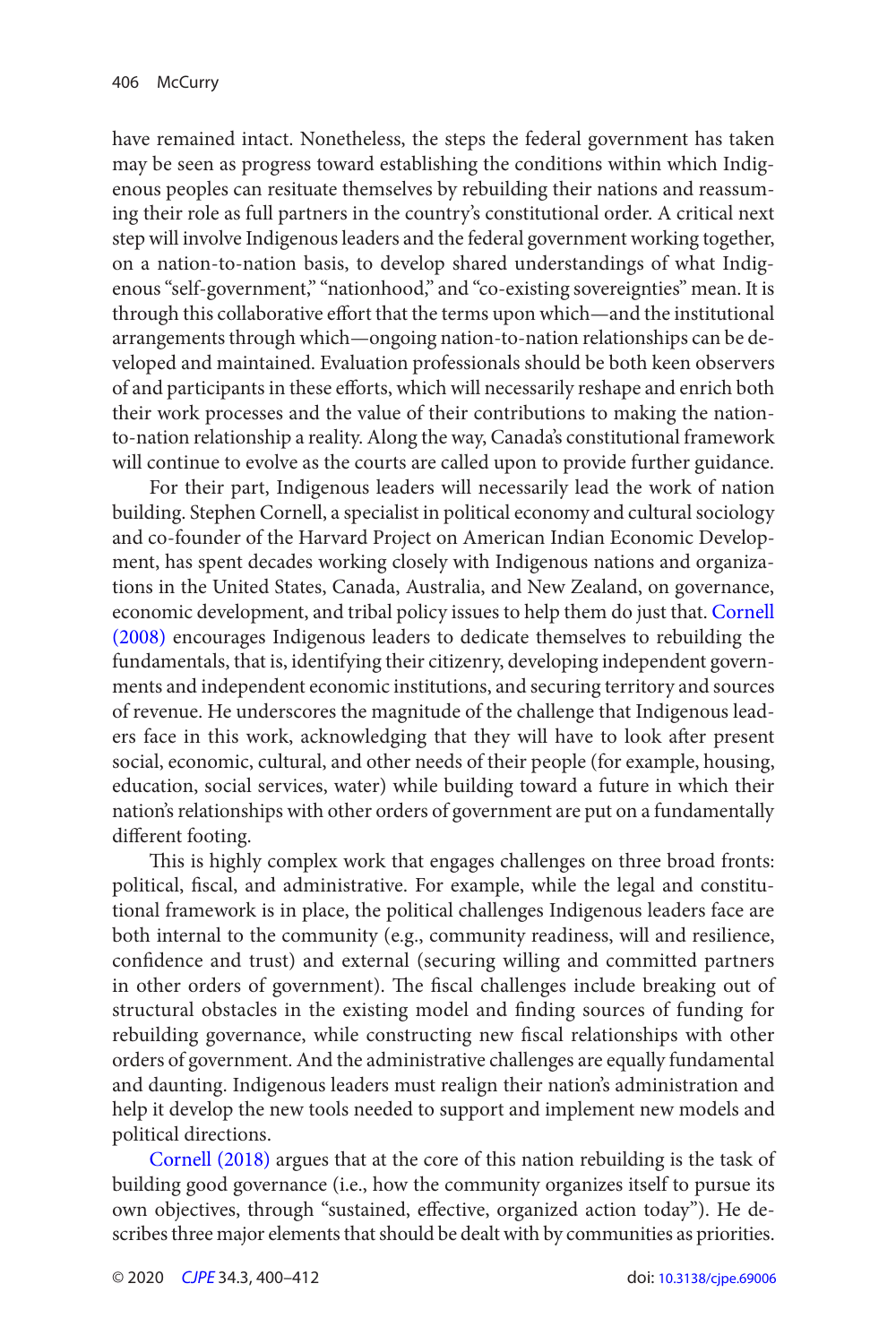have remained intact. Nonetheless, the steps the federal government has taken may be seen as progress toward establishing the conditions within which Indigenous peoples can resituate themselves by rebuilding their nations and reassuming their role as full partners in the country's constitutional order. A critical next step will involve Indigenous leaders and the federal government working together, on a nation-to-nation basis, to develop shared understandings of what Indigenous "self-government," "nationhood," and "co-existing sovereignties" mean. It is through this collaborative effort that the terms upon which—and the institutional arrangements through which—ongoing nation-to-nation relationships can be developed and maintained. Evaluation professionals should be both keen observers of and participants in these efforts, which will necessarily reshape and enrich both their work processes and the value of their contributions to making the nation-to-nation relationship a reality. Along the way, Canada's constitutional framework will continue to evolve as the courts are called upon to provide further guidance.

For their part, Indigenous leaders will necessarily lead the work of nation building. Stephen Cornell, a specialist in political economy and cultural sociology and co-founder of the Harvard Project on American Indian Economic Development, has spent decades working closely with Indigenous nations and organizations in the United States, Canada, Australia, and New Zealand, on governance, economic development, and tribal policy issues to help them do just that. Cornell (2008) encourages Indigenous leaders to dedicate themselves to rebuilding the fundamentals, that is, identifying their citizenry, developing independent governments and independent economic institutions, and securing territory and sources of revenue. He underscores the magnitude of the challenge that Indigenous leaders face in this work, acknowledging that they will have to look after present social, economic, cultural, and other needs of their people (for example, housing, education, social services, water) while building toward a future in which their nation's relationships with other orders of government are put on a fundamentally different footing.

This is highly complex work that engages challenges on three broad fronts: political, fiscal, and administrative. For example, while the legal and constitutional framework is in place, the political challenges Indigenous leaders face are both internal to the community (e.g., community readiness, will and resilience, confidence and trust) and external (securing willing and committed partners in other orders of government). The fiscal challenges include breaking out of structural obstacles in the existing model and finding sources of funding for rebuilding governance, while constructing new fiscal relationships with other orders of government. And the administrative challenges are equally fundamental and daunting. Indigenous leaders must realign their nation's administration and help it develop the new tools needed to support and implement new models and political directions.

Cornell (2018) argues that at the core of this nation rebuilding is the task of building good governance (i.e., how the community organizes itself to pursue its own objectives, through "sustained, effective, organized action today"). He describes three major elements that should be dealt with by communities as priorities.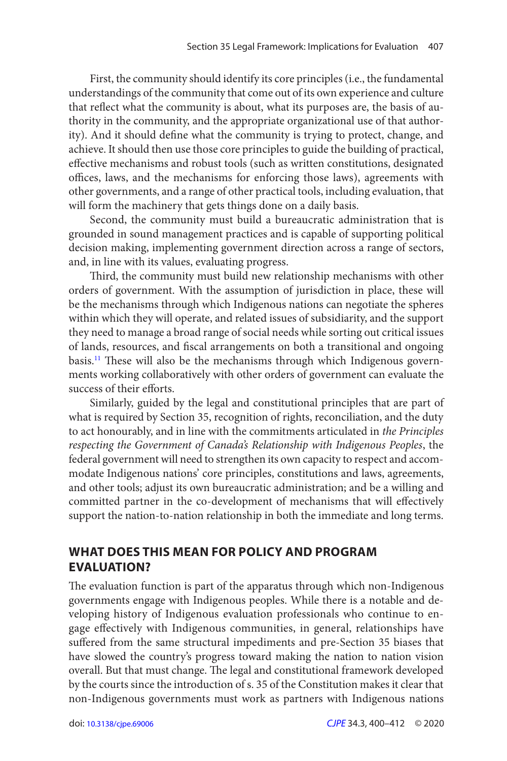First, the community should identify its core principles (i.e., the fundamental understandings of the community that come out of its own experience and culture that reflect what the community is about, what its purposes are, the basis of authority in the community, and the appropriate organizational use of that authority). And it should define what the community is trying to protect, change, and achieve. It should then use those core principles to guide the building of practical, effective mechanisms and robust tools (such as written constitutions, designated offices, laws, and the mechanisms for enforcing those laws), agreements with other governments, and a range of other practical tools, including evaluation, that will form the machinery that gets things done on a daily basis.

Second, the community must build a bureaucratic administration that is grounded in sound management practices and is capable of supporting political decision making, implementing government direction across a range of sectors, and, in line with its values, evaluating progress.

Third, the community must build new relationship mechanisms with other orders of government. With the assumption of jurisdiction in place, these will be the mechanisms through which Indigenous nations can negotiate the spheres within which they will operate, and related issues of subsidiarity, and the support they need to manage a broad range of social needs while sorting out critical issues of lands, resources, and fiscal arrangements on both a transitional and ongoing basis.[11] These will also be the mechanisms through which Indigenous governments working collaboratively with other orders of government can evaluate the success of their efforts.

Similarly, guided by the legal and constitutional principles that are part of what is required by Section 35, recognition of rights, reconciliation, and the duty to act honourably, and in line with the commitments articulated in *the Principles respecting the Government of Canada's Relationship with Indigenous Peoples*, the federal government will need to strengthen its own capacity to respect and accommodate Indigenous nations' core principles, constitutions and laws, agreements, and other tools; adjust its own bureaucratic administration; and be a willing and committed partner in the co-development of mechanisms that will effectively support the nation-to-nation relationship in both the immediate and long terms.

## WHAT DOES THIS MEAN FOR POLICY AND PROGRAM EVALUATION?

The evaluation function is part of the apparatus through which non-Indigenous governments engage with Indigenous peoples. While there is a notable and developing history of Indigenous evaluation professionals who continue to engage effectively with Indigenous communities, in general, relationships have suffered from the same structural impediments and pre-Section 35 biases that have slowed the country's progress toward making the nation to nation vision overall. But that must change. The legal and constitutional framework developed by the courts since the introduction of s. 35 of the Constitution makes it clear that non-Indigenous governments must work as partners with Indigenous nations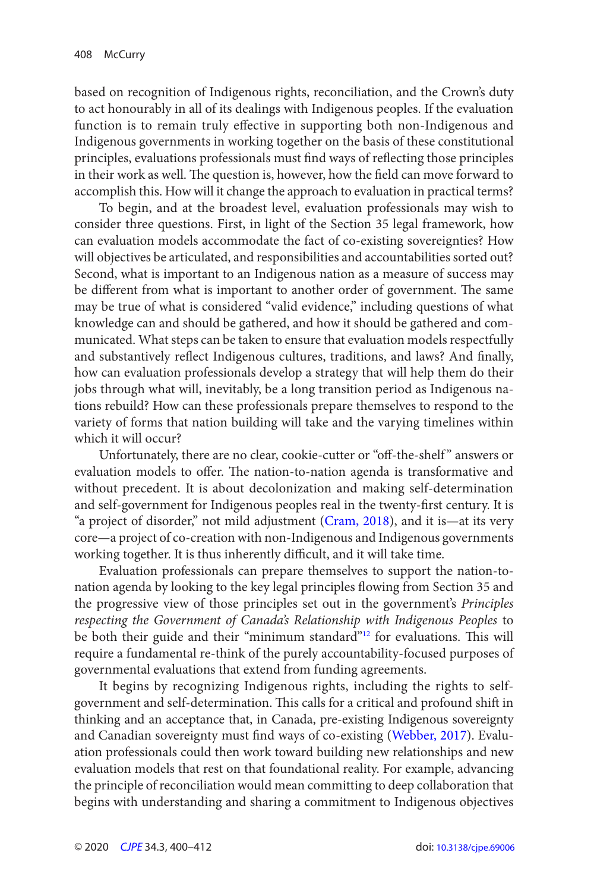based on recognition of Indigenous rights, reconciliation, and the Crown's duty to act honourably in all of its dealings with Indigenous peoples. If the evaluation function is to remain truly effective in supporting both non-Indigenous and Indigenous governments in working together on the basis of these constitutional principles, evaluations professionals must find ways of reflecting those principles in their work as well. The question is, however, how the field can move forward to accomplish this. How will it change the approach to evaluation in practical terms?

To begin, and at the broadest level, evaluation professionals may wish to consider three questions. First, in light of the Section 35 legal framework, how can evaluation models accommodate the fact of co-existing sovereignties? How will objectives be articulated, and responsibilities and accountabilities sorted out? Second, what is important to an Indigenous nation as a measure of success may be different from what is important to another order of government. The same may be true of what is considered "valid evidence," including questions of what knowledge can and should be gathered, and how it should be gathered and communicated. What steps can be taken to ensure that evaluation models respectfully and substantively reflect Indigenous cultures, traditions, and laws? And finally, how can evaluation professionals develop a strategy that will help them do their jobs through what will, inevitably, be a long transition period as Indigenous nations rebuild? How can these professionals prepare themselves to respond to the variety of forms that nation building will take and the varying timelines within which it will occur?

Unfortunately, there are no clear, cookie-cutter or "off-the-shelf" answers or evaluation models to offer. The nation-to-nation agenda is transformative and without precedent. It is about decolonization and making self-determination and self-government for Indigenous peoples real in the twenty-first century. It is "a project of disorder," not mild adjustment (Cram, 2018), and it is—at its very core—a project of co-creation with non-Indigenous and Indigenous governments working together. It is thus inherently difficult, and it will take time.

Evaluation professionals can prepare themselves to support the nation-to-nation agenda by looking to the key legal principles flowing from Section 35 and the progressive view of those principles set out in the government's *Principles respecting the Government of Canada's Relationship with Indigenous Peoples* to be both their guide and their "minimum standard"[12] for evaluations. This will require a fundamental re-think of the purely accountability-focused purposes of governmental evaluations that extend from funding agreements.

It begins by recognizing Indigenous rights, including the rights to self-government and self-determination. This calls for a critical and profound shift in thinking and an acceptance that, in Canada, pre-existing Indigenous sovereignty and Canadian sovereignty must find ways of co-existing (Webber, 2017). Evaluation professionals could then work toward building new relationships and new evaluation models that rest on that foundational reality. For example, advancing the principle of reconciliation would mean committing to deep collaboration that begins with understanding and sharing a commitment to Indigenous objectives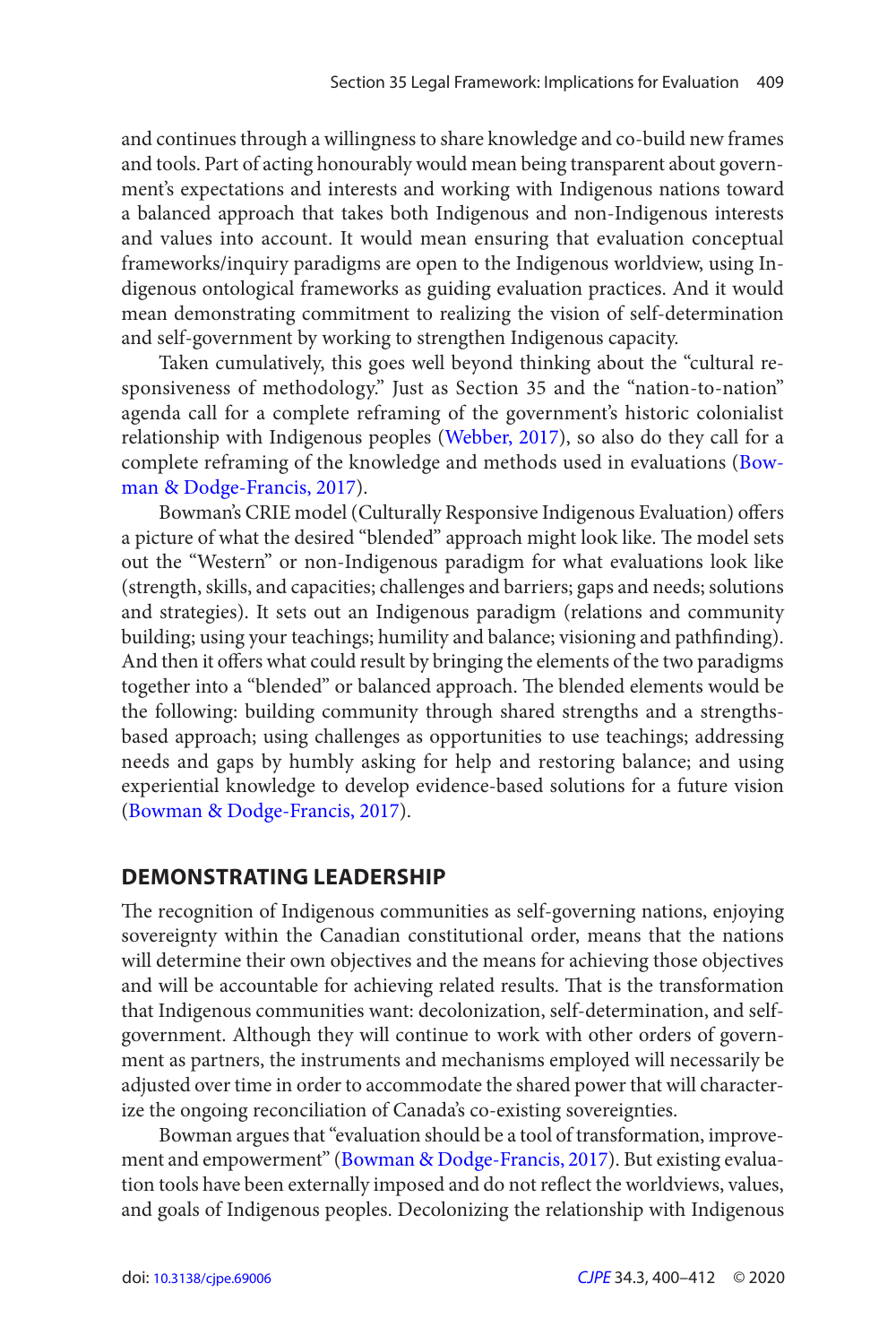and continues through a willingness to share knowledge and co-build new frames and tools. Part of acting honourably would mean being transparent about government's expectations and interests and working with Indigenous nations toward a balanced approach that takes both Indigenous and non-Indigenous interests and values into account. It would mean ensuring that evaluation conceptual frameworks/inquiry paradigms are open to the Indigenous worldview, using Indigenous ontological frameworks as guiding evaluation practices. And it would mean demonstrating commitment to realizing the vision of self-determination and self-government by working to strengthen Indigenous capacity.

Taken cumulatively, this goes well beyond thinking about the "cultural responsiveness of methodology." Just as Section 35 and the "nation-to-nation" agenda call for a complete reframing of the government's historic colonialist relationship with Indigenous peoples (Webber, 2017), so also do they call for a complete reframing of the knowledge and methods used in evaluations (Bowman & Dodge-Francis, 2017).

Bowman's CRIE model (Culturally Responsive Indigenous Evaluation) offers a picture of what the desired "blended" approach might look like. The model sets out the "Western" or non-Indigenous paradigm for what evaluations look like (strength, skills, and capacities; challenges and barriers; gaps and needs; solutions and strategies). It sets out an Indigenous paradigm (relations and community building; using your teachings; humility and balance; visioning and pathfinding). And then it offers what could result by bringing the elements of the two paradigms together into a "blended" or balanced approach. The blended elements would be the following: building community through shared strengths and a strengths-based approach; using challenges as opportunities to use teachings; addressing needs and gaps by humbly asking for help and restoring balance; and using experiential knowledge to develop evidence-based solutions for a future vision (Bowman & Dodge-Francis, 2017).

## DEMONSTRATING LEADERSHIP

The recognition of Indigenous communities as self-governing nations, enjoying sovereignty within the Canadian constitutional order, means that the nations will determine their own objectives and the means for achieving those objectives and will be accountable for achieving related results. That is the transformation that Indigenous communities want: decolonization, self-determination, and self-government. Although they will continue to work with other orders of government as partners, the instruments and mechanisms employed will necessarily be adjusted over time in order to accommodate the shared power that will characterize the ongoing reconciliation of Canada's co-existing sovereignties.

Bowman argues that "evaluation should be a tool of transformation, improvement and empowerment" (Bowman & Dodge-Francis, 2017). But existing evaluation tools have been externally imposed and do not reflect the worldviews, values, and goals of Indigenous peoples. Decolonizing the relationship with Indigenous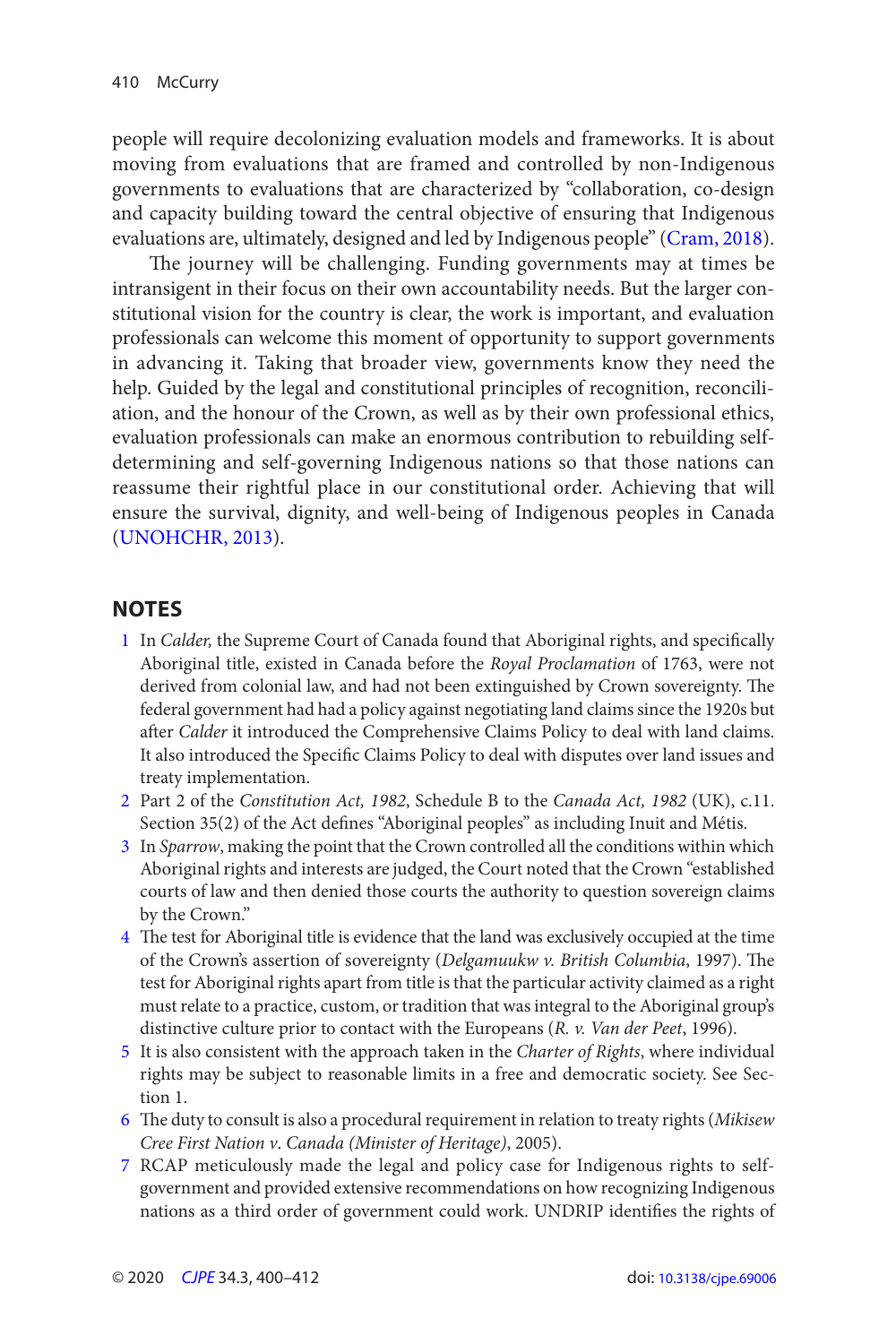people will require decolonizing evaluation models and frameworks. It is about moving from evaluations that are framed and controlled by non-Indigenous governments to evaluations that are characterized by "collaboration, co-design and capacity building toward the central objective of ensuring that Indigenous evaluations are, ultimately, designed and led by Indigenous people" (Cram, 2018).

The journey will be challenging. Funding governments may at times be intransigent in their focus on their own accountability needs. But the larger constitutional vision for the country is clear, the work is important, and evaluation professionals can welcome this moment of opportunity to support governments in advancing it. Taking that broader view, governments know they need the help. Guided by the legal and constitutional principles of recognition, reconciliation, and the honour of the Crown, as well as by their own professional ethics, evaluation professionals can make an enormous contribution to rebuilding self-determining and self-governing Indigenous nations so that those nations can reassume their rightful place in our constitutional order. Achieving that will ensure the survival, dignity, and well-being of Indigenous peoples in Canada (UNOHCHR, 2013).

## NOTES

1. In *Calder,* the Supreme Court of Canada found that Aboriginal rights, and specifically Aboriginal title, existed in Canada before the *Royal Proclamation* of 1763, were not derived from colonial law, and had not been extinguished by Crown sovereignty. The federal government had had a policy against negotiating land claims since the 1920s but after *Calder* it introduced the Comprehensive Claims Policy to deal with land claims. It also introduced the Specific Claims Policy to deal with disputes over land issues and treaty implementation.
2. Part 2 of the *Constitution Act, 1982*, Schedule B to the *Canada Act, 1982* (UK), c.11. Section 35(2) of the Act defines "Aboriginal peoples" as including Inuit and Métis.
3. In *Sparrow*, making the point that the Crown controlled all the conditions within which Aboriginal rights and interests are judged, the Court noted that the Crown "established courts of law and then denied those courts the authority to question sovereign claims by the Crown."
4. The test for Aboriginal title is evidence that the land was exclusively occupied at the time of the Crown's assertion of sovereignty (*Delgamuukw v. British Columbia*, 1997). The test for Aboriginal rights apart from title is that the particular activity claimed as a right must relate to a practice, custom, or tradition that was integral to the Aboriginal group's distinctive culture prior to contact with the Europeans (*R. v. Van der Peet*, 1996).
5. It is also consistent with the approach taken in the *Charter of Rights*, where individual rights may be subject to reasonable limits in a free and democratic society. See Section 1.
6. The duty to consult is also a procedural requirement in relation to treaty rights (*Mikisew Cree First Nation v. Canada (Minister of Heritage)*, 2005).
7. RCAP meticulously made the legal and policy case for Indigenous rights to self-government and provided extensive recommendations on how recognizing Indigenous nations as a third order of government could work. UNDRIP identifies the rights of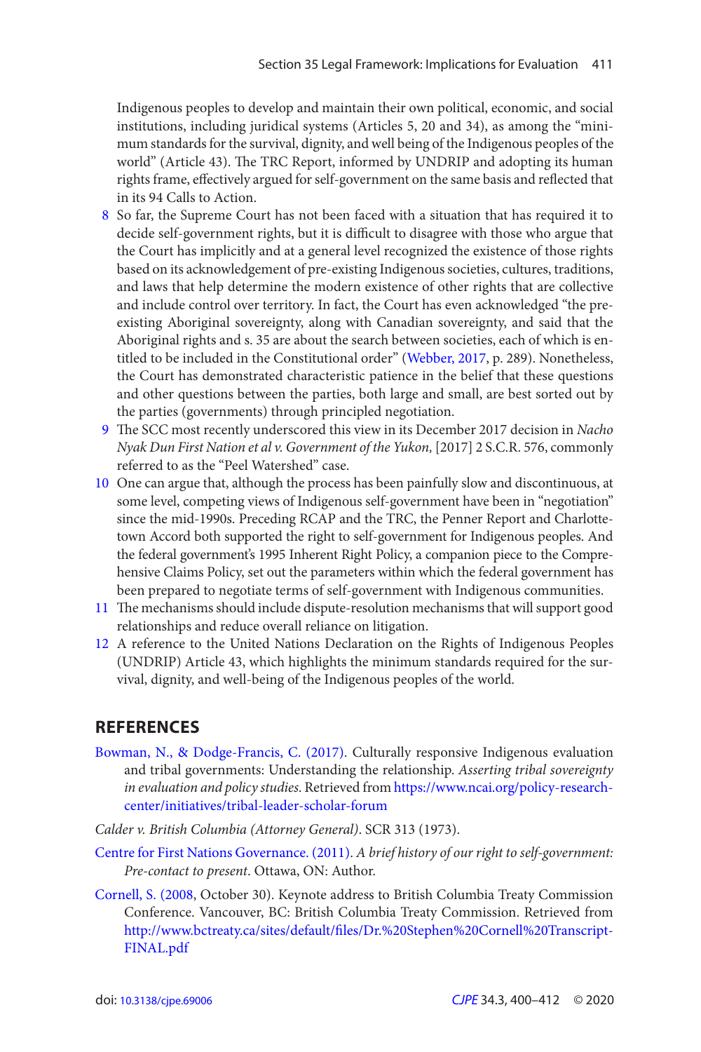Indigenous peoples to develop and maintain their own political, economic, and social institutions, including juridical systems (Articles 5, 20 and 34), as among the "minimum standards for the survival, dignity, and well being of the Indigenous peoples of the world" (Article 43). The TRC Report, informed by UNDRIP and adopting its human rights frame, effectively argued for self-government on the same basis and reflected that in its 94 Calls to Action.

8 So far, the Supreme Court has not been faced with a situation that has required it to decide self-government rights, but it is difficult to disagree with those who argue that the Court has implicitly and at a general level recognized the existence of those rights based on its acknowledgement of pre-existing Indigenous societies, cultures, traditions, and laws that help determine the modern existence of other rights that are collective and include control over territory. In fact, the Court has even acknowledged "the pre-existing Aboriginal sovereignty, along with Canadian sovereignty, and said that the Aboriginal rights and s. 35 are about the search between societies, each of which is entitled to be included in the Constitutional order" (Webber, 2017, p. 289). Nonetheless, the Court has demonstrated characteristic patience in the belief that these questions and other questions between the parties, both large and small, are best sorted out by the parties (governments) through principled negotiation.

9 The SCC most recently underscored this view in its December 2017 decision in *Nacho Nyak Dun First Nation et al v. Government of the Yukon*, [2017] 2 S.C.R. 576, commonly referred to as the "Peel Watershed" case.

10 One can argue that, although the process has been painfully slow and discontinuous, at some level, competing views of Indigenous self-government have been in "negotiation" since the mid-1990s. Preceding RCAP and the TRC, the Penner Report and Charlottetown Accord both supported the right to self-government for Indigenous peoples. And the federal government's 1995 Inherent Right Policy, a companion piece to the Comprehensive Claims Policy, set out the parameters within which the federal government has been prepared to negotiate terms of self-government with Indigenous communities.

11 The mechanisms should include dispute-resolution mechanisms that will support good relationships and reduce overall reliance on litigation.

12 A reference to the United Nations Declaration on the Rights of Indigenous Peoples (UNDRIP) Article 43, which highlights the minimum standards required for the survival, dignity, and well-being of the Indigenous peoples of the world.

## REFERENCES

Bowman, N., & Dodge-Francis, C. (2017). Culturally responsive Indigenous evaluation and tribal governments: Understanding the relationship. *Asserting tribal sovereignty in evaluation and policy studies.* Retrieved from https://www.ncai.org/policy-research-center/initiatives/tribal-leader-scholar-forum

*Calder v. British Columbia (Attorney General)*. SCR 313 (1973).

Centre for First Nations Governance. (2011). *A brief history of our right to self-government: Pre-contact to present*. Ottawa, ON: Author.

Cornell, S. (2008, October 30). Keynote address to British Columbia Treaty Commission Conference. Vancouver, BC: British Columbia Treaty Commission. Retrieved from http://www.bctreaty.ca/sites/default/files/Dr.%20Stephen%20Cornell%20Transcript-FINAL.pdf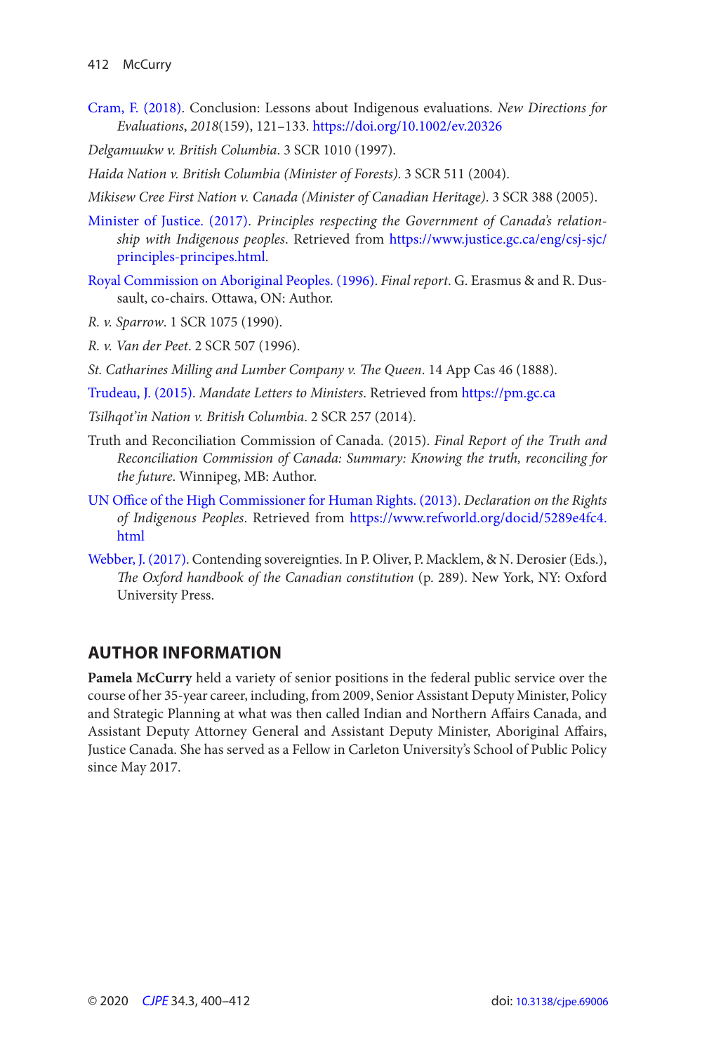Cram, F. (2018). Conclusion: Lessons about Indigenous evaluations. *New Directions for Evaluations*, *2018*(159), 121–133. https://doi.org/10.1002/ev.20326

*Delgamuukw v. British Columbia*. 3 SCR 1010 (1997).

*Haida Nation v. British Columbia (Minister of Forests)*. 3 SCR 511 (2004).

*Mikisew Cree First Nation v. Canada (Minister of Canadian Heritage)*. 3 SCR 388 (2005).

Minister of Justice. (2017). *Principles respecting the Government of Canada's relationship with Indigenous peoples*. Retrieved from https://www.justice.gc.ca/eng/csj-sjc/principles-principes.html.

Royal Commission on Aboriginal Peoples. (1996). *Final report*. G. Erasmus & and R. Dussault, co-chairs. Ottawa, ON: Author.

*R. v. Sparrow*. 1 SCR 1075 (1990).

*R. v. Van der Peet*. 2 SCR 507 (1996).

*St. Catharines Milling and Lumber Company v. The Queen*. 14 App Cas 46 (1888).

Trudeau, J. (2015). *Mandate Letters to Ministers*. Retrieved from https://pm.gc.ca

*Tsilhqot'in Nation v. British Columbia*. 2 SCR 257 (2014).

Truth and Reconciliation Commission of Canada. (2015). *Final Report of the Truth and Reconciliation Commission of Canada: Summary: Knowing the truth, reconciling for the future*. Winnipeg, MB: Author.

UN Office of the High Commissioner for Human Rights. (2013). *Declaration on the Rights of Indigenous Peoples*. Retrieved from https://www.refworld.org/docid/5289e4fc4.html

Webber, J. (2017). Contending sovereignties. In P. Oliver, P. Macklem, & N. Derosier (Eds.), *The Oxford handbook of the Canadian constitution* (p. 289). New York, NY: Oxford University Press.

## AUTHOR INFORMATION

**Pamela McCurry** held a variety of senior positions in the federal public service over the course of her 35-year career, including, from 2009, Senior Assistant Deputy Minister, Policy and Strategic Planning at what was then called Indian and Northern Affairs Canada, and Assistant Deputy Attorney General and Assistant Deputy Minister, Aboriginal Affairs, Justice Canada. She has served as a Fellow in Carleton University's School of Public Policy since May 2017.